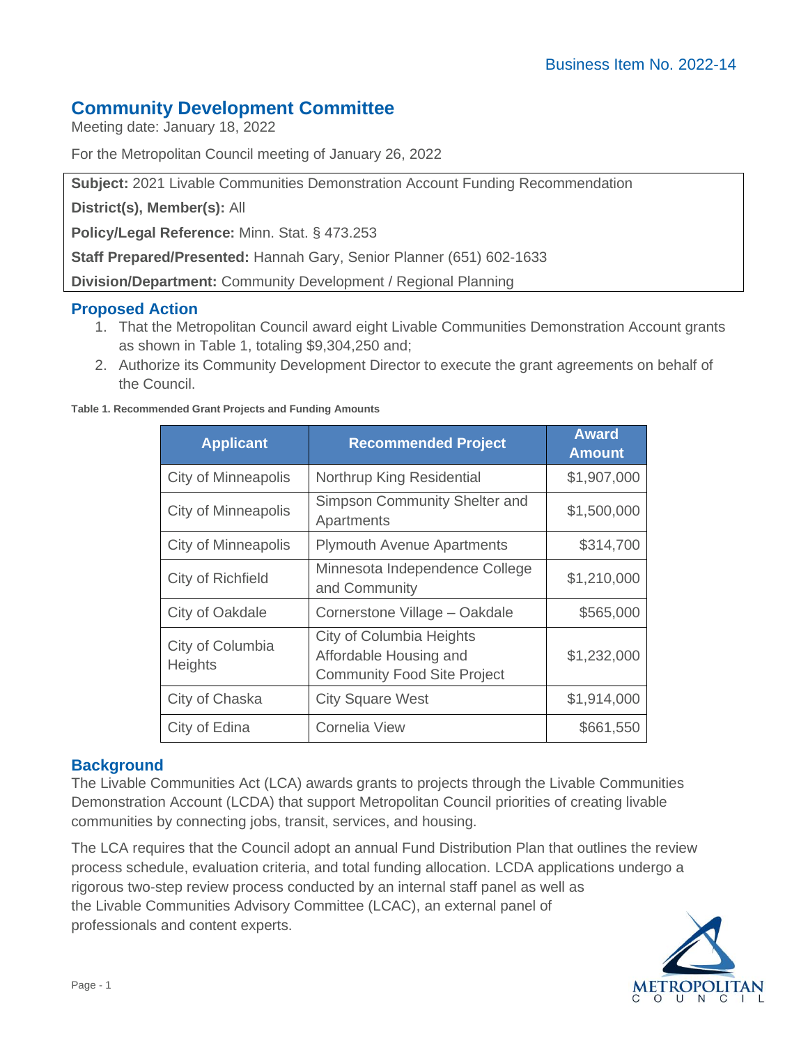Business Item No. 2022-14

## Community Development Committee

Meeting date: January 18, 2022

For the Metropolitan Council meeting of January 26, 2022

**Subject:** 2021 Livable Communities Demonstration Account Funding Recommendation

**District(s), Member(s):** All

**Policy/Legal Reference:** Minn. Stat. § 473.253

**Staff Prepared/Presented:** Hannah Gary, Senior Planner (651) 602-1633

**Division/Department:** Community Development / Regional Planning

### Proposed Action

1. That the Metropolitan Council award eight Livable Communities Demonstration Account grants as shown in Table 1, totaling $9,304,250 and;
2. Authorize its Community Development Director to execute the grant agreements on behalf of the Council.

**Table 1. Recommended Grant Projects and Funding Amounts**

| Applicant | Recommended Project | Award Amount |
|---|---|---|
| City of Minneapolis | Northrup King Residential | $1,907,000 |
| City of Minneapolis | Simpson Community Shelter and Apartments | $1,500,000 |
| City of Minneapolis | Plymouth Avenue Apartments | $314,700 |
| City of Richfield | Minnesota Independence College and Community | $1,210,000 |
| City of Oakdale | Cornerstone Village – Oakdale | $565,000 |
| City of Columbia Heights | City of Columbia Heights Affordable Housing and Community Food Site Project | $1,232,000 |
| City of Chaska | City Square West | $1,914,000 |
| City of Edina | Cornelia View | $661,550 |

### Background

The Livable Communities Act (LCA) awards grants to projects through the Livable Communities Demonstration Account (LCDA) that support Metropolitan Council priorities of creating livable communities by connecting jobs, transit, services, and housing.

The LCA requires that the Council adopt an annual Fund Distribution Plan that outlines the review process schedule, evaluation criteria, and total funding allocation. LCDA applications undergo a rigorous two-step review process conducted by an internal staff panel as well as the Livable Communities Advisory Committee (LCAC), an external panel of professionals and content experts.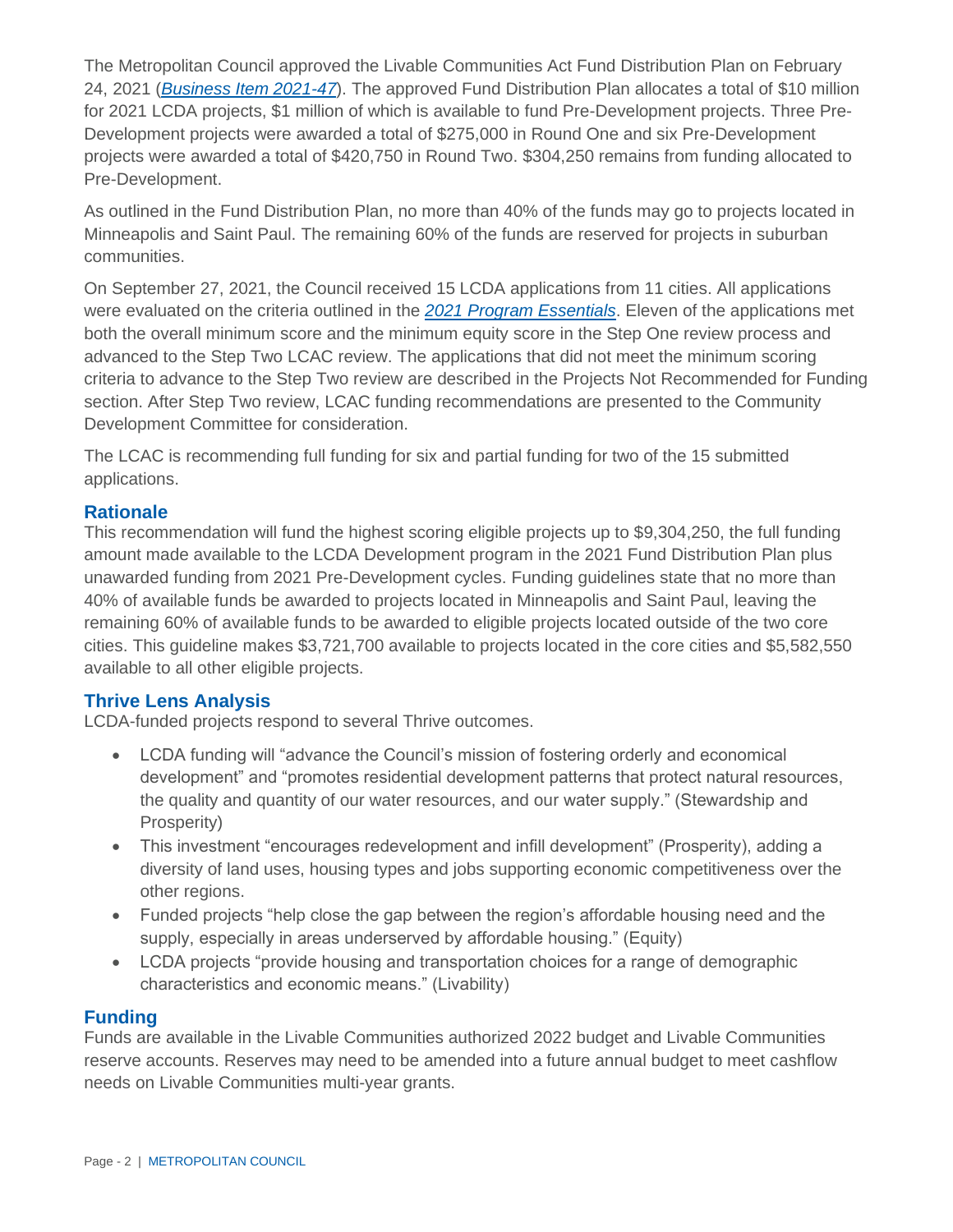The Metropolitan Council approved the Livable Communities Act Fund Distribution Plan on February 24, 2021 (*Business Item 2021-47*). The approved Fund Distribution Plan allocates a total of $10 million for 2021 LCDA projects, $1 million of which is available to fund Pre-Development projects. Three Pre-Development projects were awarded a total of $275,000 in Round One and six Pre-Development projects were awarded a total of $420,750 in Round Two. $304,250 remains from funding allocated to Pre-Development.

As outlined in the Fund Distribution Plan, no more than 40% of the funds may go to projects located in Minneapolis and Saint Paul. The remaining 60% of the funds are reserved for projects in suburban communities.

On September 27, 2021, the Council received 15 LCDA applications from 11 cities. All applications were evaluated on the criteria outlined in the *2021 Program Essentials*. Eleven of the applications met both the overall minimum score and the minimum equity score in the Step One review process and advanced to the Step Two LCAC review. The applications that did not meet the minimum scoring criteria to advance to the Step Two review are described in the Projects Not Recommended for Funding section. After Step Two review, LCAC funding recommendations are presented to the Community Development Committee for consideration.

The LCAC is recommending full funding for six and partial funding for two of the 15 submitted applications.

## Rationale

This recommendation will fund the highest scoring eligible projects up to $9,304,250, the full funding amount made available to the LCDA Development program in the 2021 Fund Distribution Plan plus unawarded funding from 2021 Pre-Development cycles. Funding guidelines state that no more than 40% of available funds be awarded to projects located in Minneapolis and Saint Paul, leaving the remaining 60% of available funds to be awarded to eligible projects located outside of the two core cities. This guideline makes $3,721,700 available to projects located in the core cities and $5,582,550 available to all other eligible projects.

## Thrive Lens Analysis

LCDA-funded projects respond to several Thrive outcomes.

- LCDA funding will “advance the Council’s mission of fostering orderly and economical development” and “promotes residential development patterns that protect natural resources, the quality and quantity of our water resources, and our water supply.” (Stewardship and Prosperity)
- This investment “encourages redevelopment and infill development” (Prosperity), adding a diversity of land uses, housing types and jobs supporting economic competitiveness over the other regions.
- Funded projects “help close the gap between the region’s affordable housing need and the supply, especially in areas underserved by affordable housing.” (Equity)
- LCDA projects “provide housing and transportation choices for a range of demographic characteristics and economic means.” (Livability)

## Funding

Funds are available in the Livable Communities authorized 2022 budget and Livable Communities reserve accounts. Reserves may need to be amended into a future annual budget to meet cashflow needs on Livable Communities multi-year grants.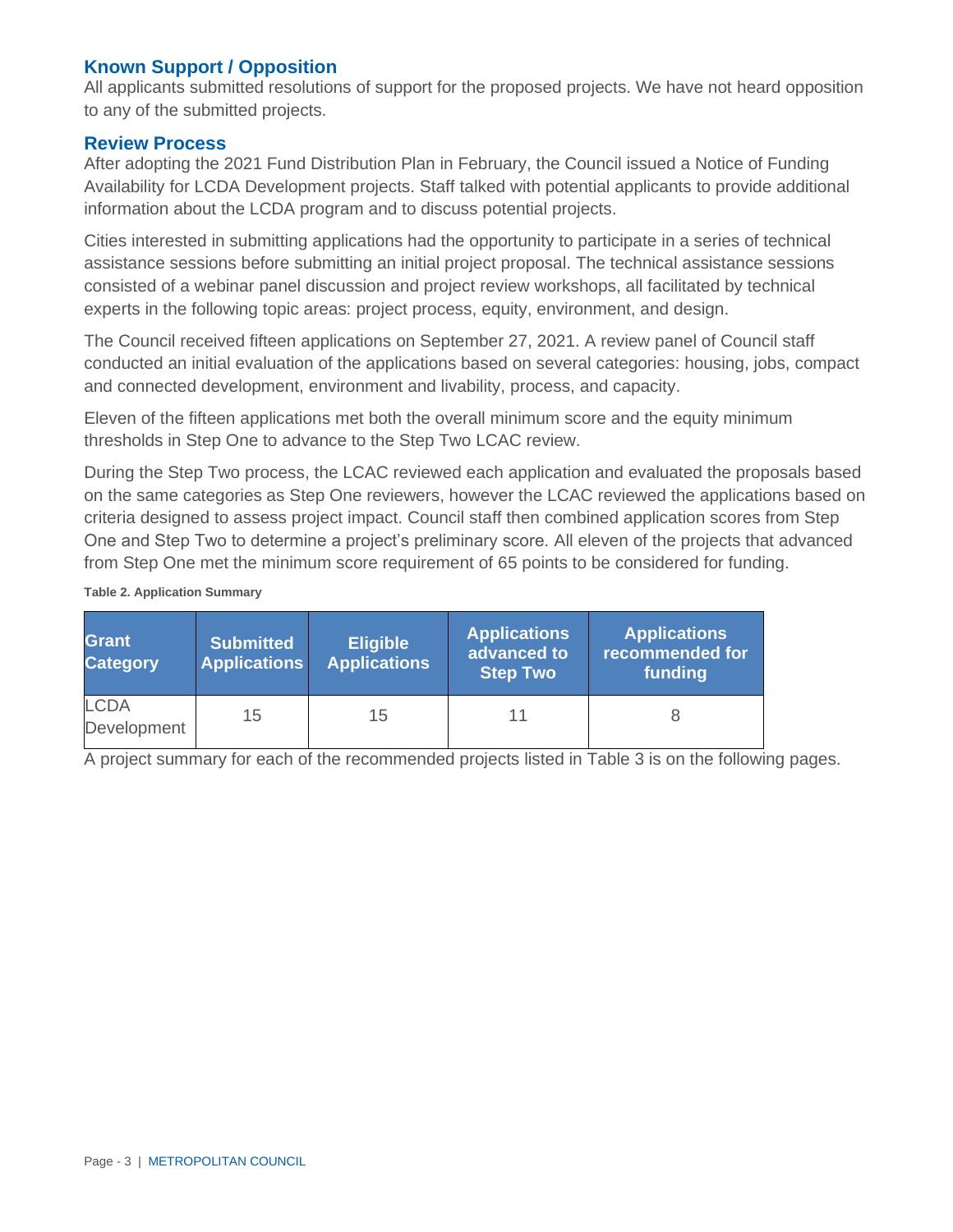## Known Support / Opposition

All applicants submitted resolutions of support for the proposed projects. We have not heard opposition to any of the submitted projects.

## Review Process

After adopting the 2021 Fund Distribution Plan in February, the Council issued a Notice of Funding Availability for LCDA Development projects. Staff talked with potential applicants to provide additional information about the LCDA program and to discuss potential projects.

Cities interested in submitting applications had the opportunity to participate in a series of technical assistance sessions before submitting an initial project proposal. The technical assistance sessions consisted of a webinar panel discussion and project review workshops, all facilitated by technical experts in the following topic areas: project process, equity, environment, and design.

The Council received fifteen applications on September 27, 2021. A review panel of Council staff conducted an initial evaluation of the applications based on several categories: housing, jobs, compact and connected development, environment and livability, process, and capacity.

Eleven of the fifteen applications met both the overall minimum score and the equity minimum thresholds in Step One to advance to the Step Two LCAC review.

During the Step Two process, the LCAC reviewed each application and evaluated the proposals based on the same categories as Step One reviewers, however the LCAC reviewed the applications based on criteria designed to assess project impact. Council staff then combined application scores from Step One and Step Two to determine a project's preliminary score. All eleven of the projects that advanced from Step One met the minimum score requirement of 65 points to be considered for funding.

**Table 2. Application Summary**

| Grant Category | Submitted Applications | Eligible Applications | Applications advanced to Step Two | Applications recommended for funding |
|---|---|---|---|---|
| LCDA Development | 15 | 15 | 11 | 8 |

A project summary for each of the recommended projects listed in Table 3 is on the following pages.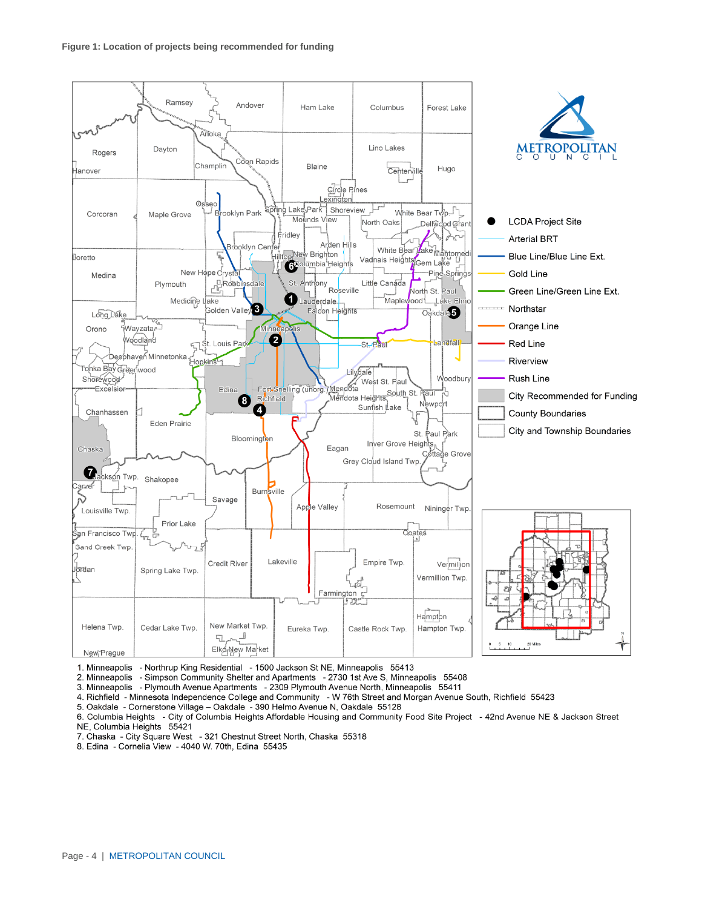**Figure 1: Location of projects being recommended for funding**

1. Minneapolis - Northrup King Residential - 1500 Jackson St NE, Minneapolis 55413
2. Minneapolis - Simpson Community Shelter and Apartments - 2730 1st Ave S, Minneapolis 55408
3. Minneapolis - Plymouth Avenue Apartments - 2309 Plymouth Avenue North, Minneapolis 55411
4. Richfield - Minnesota Independence College and Community - W 76th Street and Morgan Avenue South, Richfield 55423
5. Oakdale - Cornerstone Village – Oakdale - 390 Helmo Avenue N, Oakdale 55128
6. Columbia Heights - City of Columbia Heights Affordable Housing and Community Food Site Project - 42nd Avenue NE & Jackson Street NE, Columbia Heights 55421
7. Chaska - City Square West - 321 Chestnut Street North, Chaska 55318
8. Edina - Cornelia View - 4040 W. 70th, Edina 55435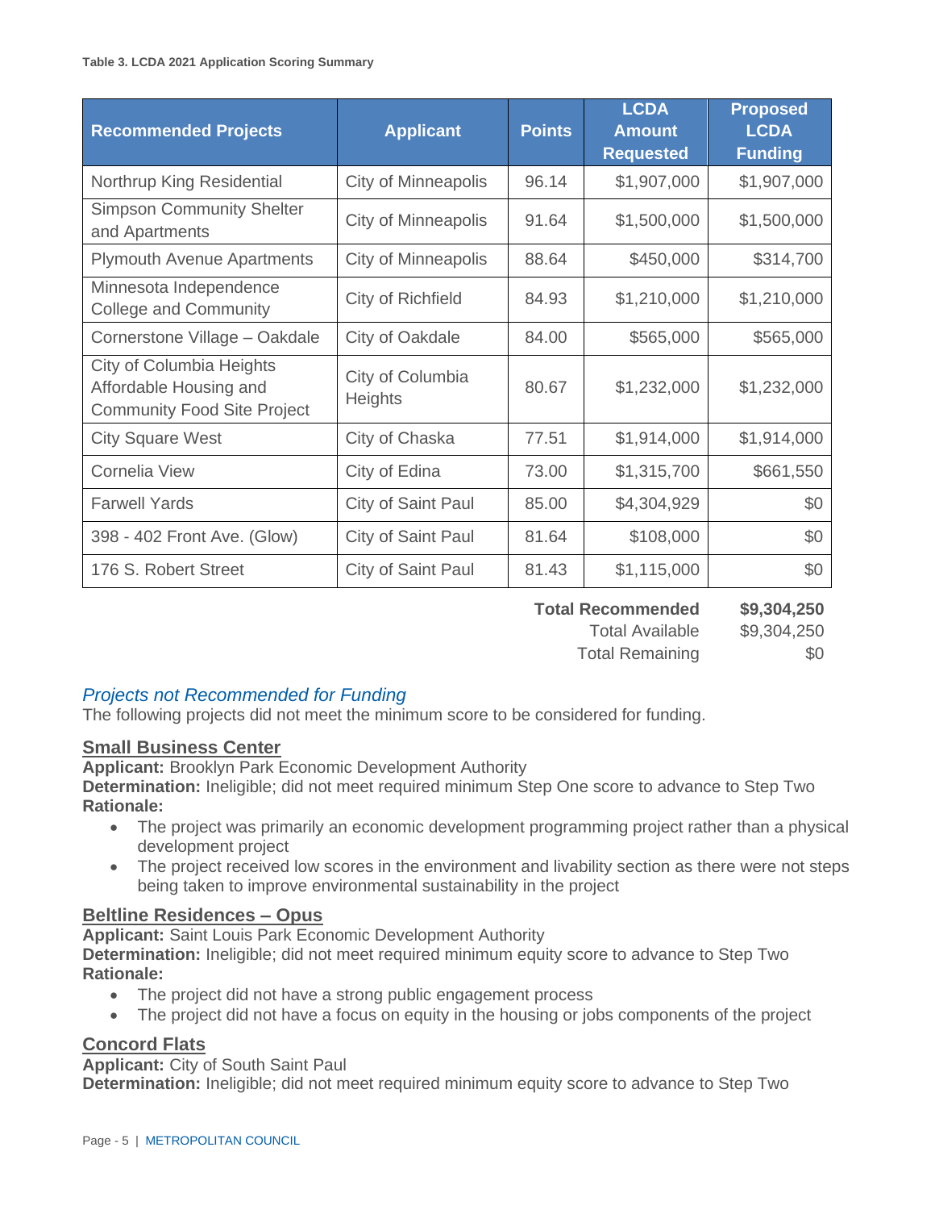**Table 3. LCDA 2021 Application Scoring Summary**

| Recommended Projects | Applicant | Points | LCDA Amount Requested | Proposed LCDA Funding |
|---|---|---|---|---|
| Northrup King Residential | City of Minneapolis | 96.14 | $1,907,000 | $1,907,000 |
| Simpson Community Shelter and Apartments | City of Minneapolis | 91.64 | $1,500,000 | $1,500,000 |
| Plymouth Avenue Apartments | City of Minneapolis | 88.64 | $450,000 | $314,700 |
| Minnesota Independence College and Community | City of Richfield | 84.93 | $1,210,000 | $1,210,000 |
| Cornerstone Village – Oakdale | City of Oakdale | 84.00 | $565,000 | $565,000 |
| City of Columbia Heights Affordable Housing and Community Food Site Project | City of Columbia Heights | 80.67 | $1,232,000 | $1,232,000 |
| City Square West | City of Chaska | 77.51 | $1,914,000 | $1,914,000 |
| Cornelia View | City of Edina | 73.00 | $1,315,700 | $661,550 |
| Farwell Yards | City of Saint Paul | 85.00 | $4,304,929 | $0 |
| 398 - 402 Front Ave. (Glow) | City of Saint Paul | 81.64 | $108,000 | $0 |
| 176 S. Robert Street | City of Saint Paul | 81.43 | $1,115,000 | $0 |

| | |
|---|---|
| **Total Recommended** | **$9,304,250** |
| Total Available | $9,304,250 |
| Total Remaining | $0 |

## *Projects not Recommended for Funding*

The following projects did not meet the minimum score to be considered for funding.

### Small Business Center

**Applicant:** Brooklyn Park Economic Development Authority
**Determination:** Ineligible; did not meet required minimum Step One score to advance to Step Two
**Rationale:**

- The project was primarily an economic development programming project rather than a physical development project
- The project received low scores in the environment and livability section as there were not steps being taken to improve environmental sustainability in the project

### Beltline Residences – Opus

**Applicant:** Saint Louis Park Economic Development Authority
**Determination:** Ineligible; did not meet required minimum equity score to advance to Step Two
**Rationale:**

- The project did not have a strong public engagement process
- The project did not have a focus on equity in the housing or jobs components of the project

### Concord Flats

**Applicant:** City of South Saint Paul
**Determination:** Ineligible; did not meet required minimum equity score to advance to Step Two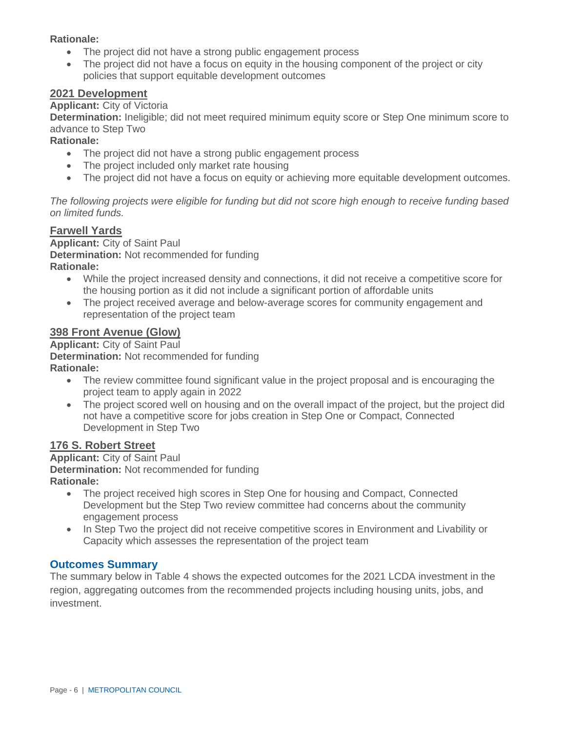**Rationale:**

- The project did not have a strong public engagement process
- The project did not have a focus on equity in the housing component of the project or city policies that support equitable development outcomes

### 2021 Development

**Applicant:** City of Victoria

**Determination:** Ineligible; did not meet required minimum equity score or Step One minimum score to advance to Step Two

**Rationale:**

- The project did not have a strong public engagement process
- The project included only market rate housing
- The project did not have a focus on equity or achieving more equitable development outcomes.

*The following projects were eligible for funding but did not score high enough to receive funding based on limited funds.*

### Farwell Yards

**Applicant:** City of Saint Paul

**Determination:** Not recommended for funding

**Rationale:**

- While the project increased density and connections, it did not receive a competitive score for the housing portion as it did not include a significant portion of affordable units
- The project received average and below-average scores for community engagement and representation of the project team

### 398 Front Avenue (Glow)

**Applicant:** City of Saint Paul

**Determination:** Not recommended for funding

**Rationale:**

- The review committee found significant value in the project proposal and is encouraging the project team to apply again in 2022
- The project scored well on housing and on the overall impact of the project, but the project did not have a competitive score for jobs creation in Step One or Compact, Connected Development in Step Two

### 176 S. Robert Street

**Applicant:** City of Saint Paul

**Determination:** Not recommended for funding

**Rationale:**

- The project received high scores in Step One for housing and Compact, Connected Development but the Step Two review committee had concerns about the community engagement process
- In Step Two the project did not receive competitive scores in Environment and Livability or Capacity which assesses the representation of the project team

## Outcomes Summary

The summary below in Table 4 shows the expected outcomes for the 2021 LCDA investment in the region, aggregating outcomes from the recommended projects including housing units, jobs, and investment.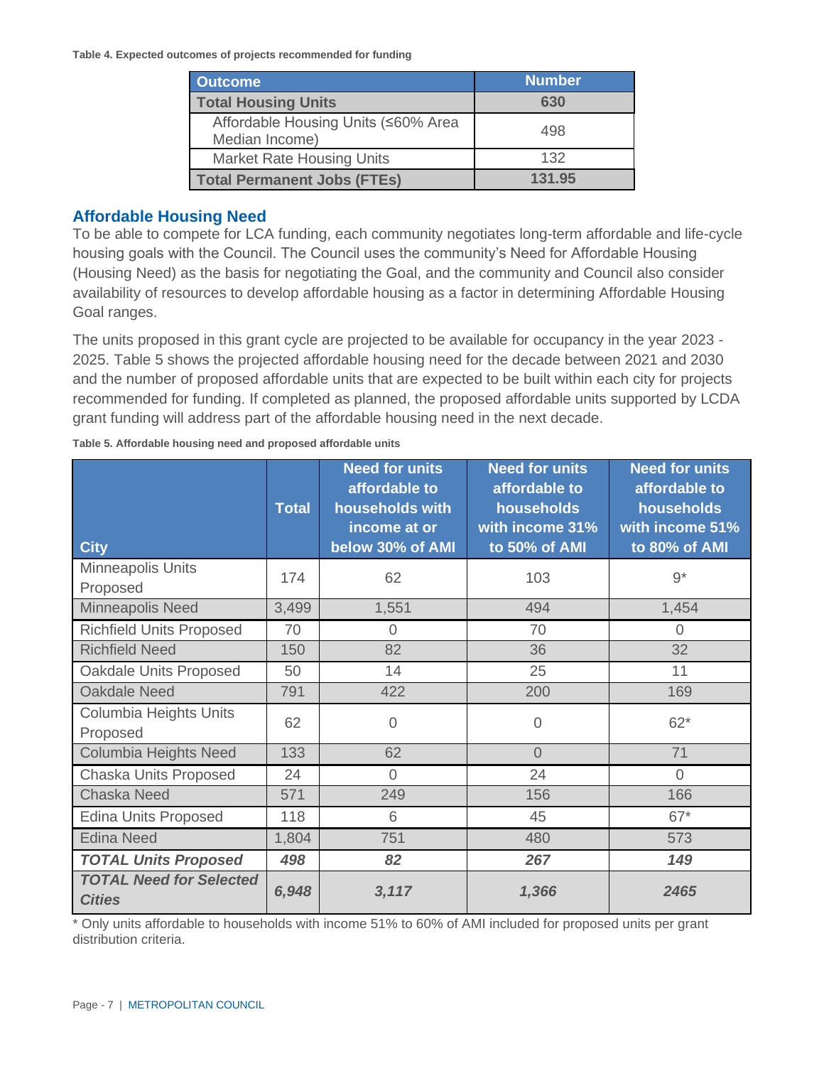**Table 4. Expected outcomes of projects recommended for funding**

| Outcome | Number |
|---|---|
| **Total Housing Units** | **630** |
| Affordable Housing Units (≤60% Area Median Income) | 498 |
| Market Rate Housing Units | 132 |
| **Total Permanent Jobs (FTEs)** | **131.95** |

## Affordable Housing Need

To be able to compete for LCA funding, each community negotiates long-term affordable and life-cycle housing goals with the Council. The Council uses the community's Need for Affordable Housing (Housing Need) as the basis for negotiating the Goal, and the community and Council also consider availability of resources to develop affordable housing as a factor in determining Affordable Housing Goal ranges.

The units proposed in this grant cycle are projected to be available for occupancy in the year 2023 - 2025. Table 5 shows the projected affordable housing need for the decade between 2021 and 2030 and the number of proposed affordable units that are expected to be built within each city for projects recommended for funding. If completed as planned, the proposed affordable units supported by LCDA grant funding will address part of the affordable housing need in the next decade.

**Table 5. Affordable housing need and proposed affordable units**

| City | Total | Need for units affordable to households with income at or below 30% of AMI | Need for units affordable to households with income 31% to 50% of AMI | Need for units affordable to households with income 51% to 80% of AMI |
|---|---|---|---|---|
| Minneapolis Units Proposed | 174 | 62 | 103 | 9* |
| Minneapolis Need | 3,499 | 1,551 | 494 | 1,454 |
| Richfield Units Proposed | 70 | 0 | 70 | 0 |
| Richfield Need | 150 | 82 | 36 | 32 |
| Oakdale Units Proposed | 50 | 14 | 25 | 11 |
| Oakdale Need | 791 | 422 | 200 | 169 |
| Columbia Heights Units Proposed | 62 | 0 | 0 | 62* |
| Columbia Heights Need | 133 | 62 | 0 | 71 |
| Chaska Units Proposed | 24 | 0 | 24 | 0 |
| Chaska Need | 571 | 249 | 156 | 166 |
| Edina Units Proposed | 118 | 6 | 45 | 67* |
| Edina Need | 1,804 | 751 | 480 | 573 |
| ***TOTAL Units Proposed*** | ***498*** | ***82*** | ***267*** | ***149*** |
| ***TOTAL Need for Selected Cities*** | ***6,948*** | ***3,117*** | ***1,366*** | ***2465*** |

\* Only units affordable to households with income 51% to 60% of AMI included for proposed units per grant distribution criteria.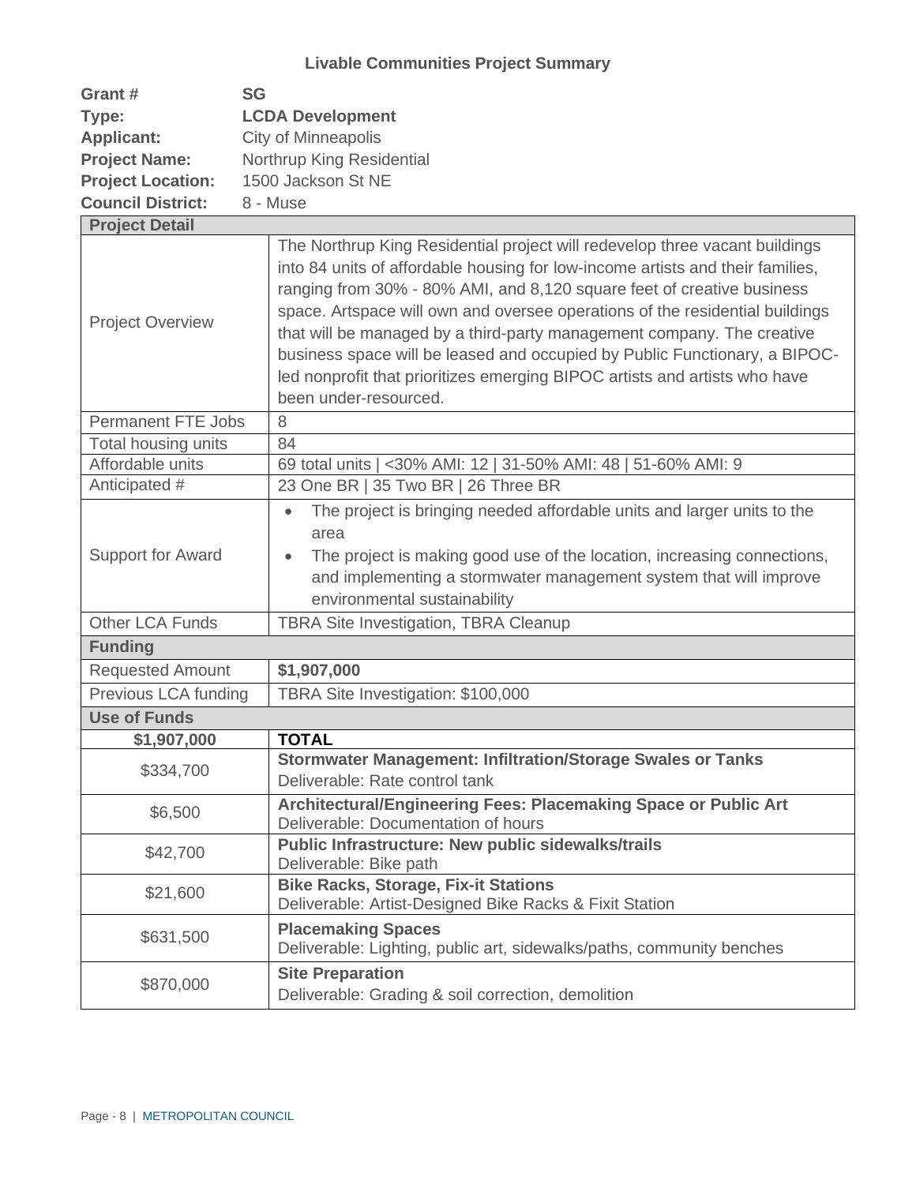## Livable Communities Project Summary

**Grant #** **SG**
**Type:** **LCDA Development**
**Applicant:** City of Minneapolis
**Project Name:** Northrup King Residential
**Project Location:** 1500 Jackson St NE
**Council District:** 8 - Muse

| **Project Detail** | |
|---|---|
| Project Overview | The Northrup King Residential project will redevelop three vacant buildings into 84 units of affordable housing for low-income artists and their families, ranging from 30% - 80% AMI, and 8,120 square feet of creative business space. Artspace will own and oversee operations of the residential buildings that will be managed by a third-party management company. The creative business space will be leased and occupied by Public Functionary, a BIPOC-led nonprofit that prioritizes emerging BIPOC artists and artists who have been under-resourced. |
| Permanent FTE Jobs | 8 |
| Total housing units | 84 |
| Affordable units | 69 total units \| <30% AMI: 12 \| 31-50% AMI: 48 \| 51-60% AMI: 9 |
| Anticipated # | 23 One BR \| 35 Two BR \| 26 Three BR |
| Support for Award | • The project is bringing needed affordable units and larger units to the area<br>• The project is making good use of the location, increasing connections, and implementing a stormwater management system that will improve environmental sustainability |
| Other LCA Funds | TBRA Site Investigation, TBRA Cleanup |
| **Funding** | |
| Requested Amount | **$1,907,000** |
| Previous LCA funding | TBRA Site Investigation: $100,000 |
| **Use of Funds** | |
| **$1,907,000** | **TOTAL** |
| $334,700 | **Stormwater Management: Infiltration/Storage Swales or Tanks**<br>Deliverable: Rate control tank |
| $6,500 | **Architectural/Engineering Fees: Placemaking Space or Public Art**<br>Deliverable: Documentation of hours |
| $42,700 | **Public Infrastructure: New public sidewalks/trails**<br>Deliverable: Bike path |
| $21,600 | **Bike Racks, Storage, Fix-it Stations**<br>Deliverable: Artist-Designed Bike Racks & Fixit Station |
| $631,500 | **Placemaking Spaces**<br>Deliverable: Lighting, public art, sidewalks/paths, community benches |
| $870,000 | **Site Preparation**<br>Deliverable: Grading & soil correction, demolition |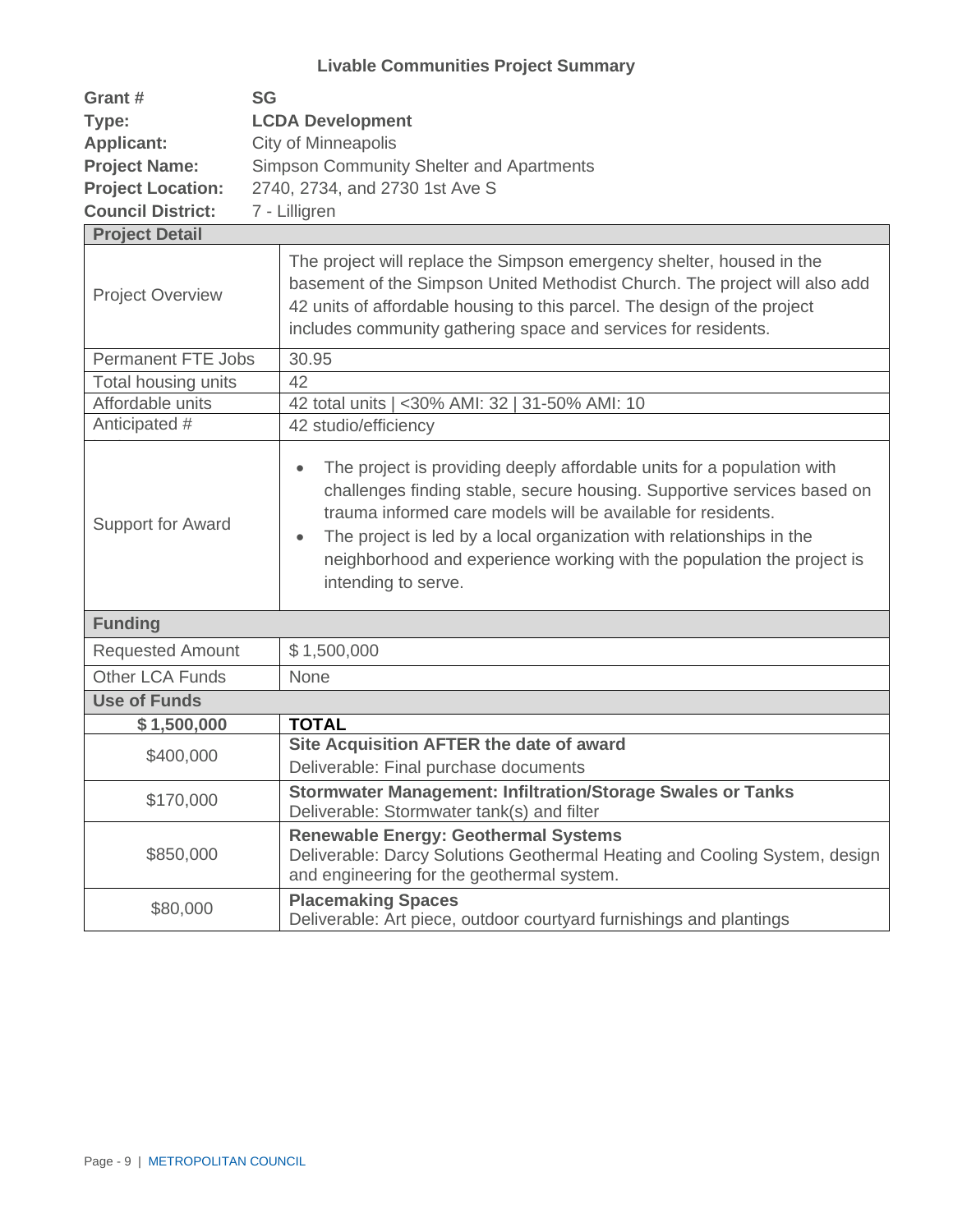## Livable Communities Project Summary

**Grant #** **SG**
**Type:** **LCDA Development**
**Applicant:** City of Minneapolis
**Project Name:** Simpson Community Shelter and Apartments
**Project Location:** 2740, 2734, and 2730 1st Ave S
**Council District:** 7 - Lilligren

| **Project Detail** | |
|---|---|
| Project Overview | The project will replace the Simpson emergency shelter, housed in the basement of the Simpson United Methodist Church. The project will also add 42 units of affordable housing to this parcel. The design of the project includes community gathering space and services for residents. |
| Permanent FTE Jobs | 30.95 |
| Total housing units | 42 |
| Affordable units | 42 total units \| <30% AMI: 32 \| 31-50% AMI: 10 |
| Anticipated # | 42 studio/efficiency |
| Support for Award | • The project is providing deeply affordable units for a population with challenges finding stable, secure housing. Supportive services based on trauma informed care models will be available for residents.<br>• The project is led by a local organization with relationships in the neighborhood and experience working with the population the project is intending to serve. |
| **Funding** | |
| Requested Amount | $ 1,500,000 |
| Other LCA Funds | None |
| **Use of Funds** | |
| **$ 1,500,000** | **TOTAL** |
| $400,000 | **Site Acquisition AFTER the date of award**<br>Deliverable: Final purchase documents |
| $170,000 | **Stormwater Management: Infiltration/Storage Swales or Tanks**<br>Deliverable: Stormwater tank(s) and filter |
| $850,000 | **Renewable Energy: Geothermal Systems**<br>Deliverable: Darcy Solutions Geothermal Heating and Cooling System, design and engineering for the geothermal system. |
| $80,000 | **Placemaking Spaces**<br>Deliverable: Art piece, outdoor courtyard furnishings and plantings |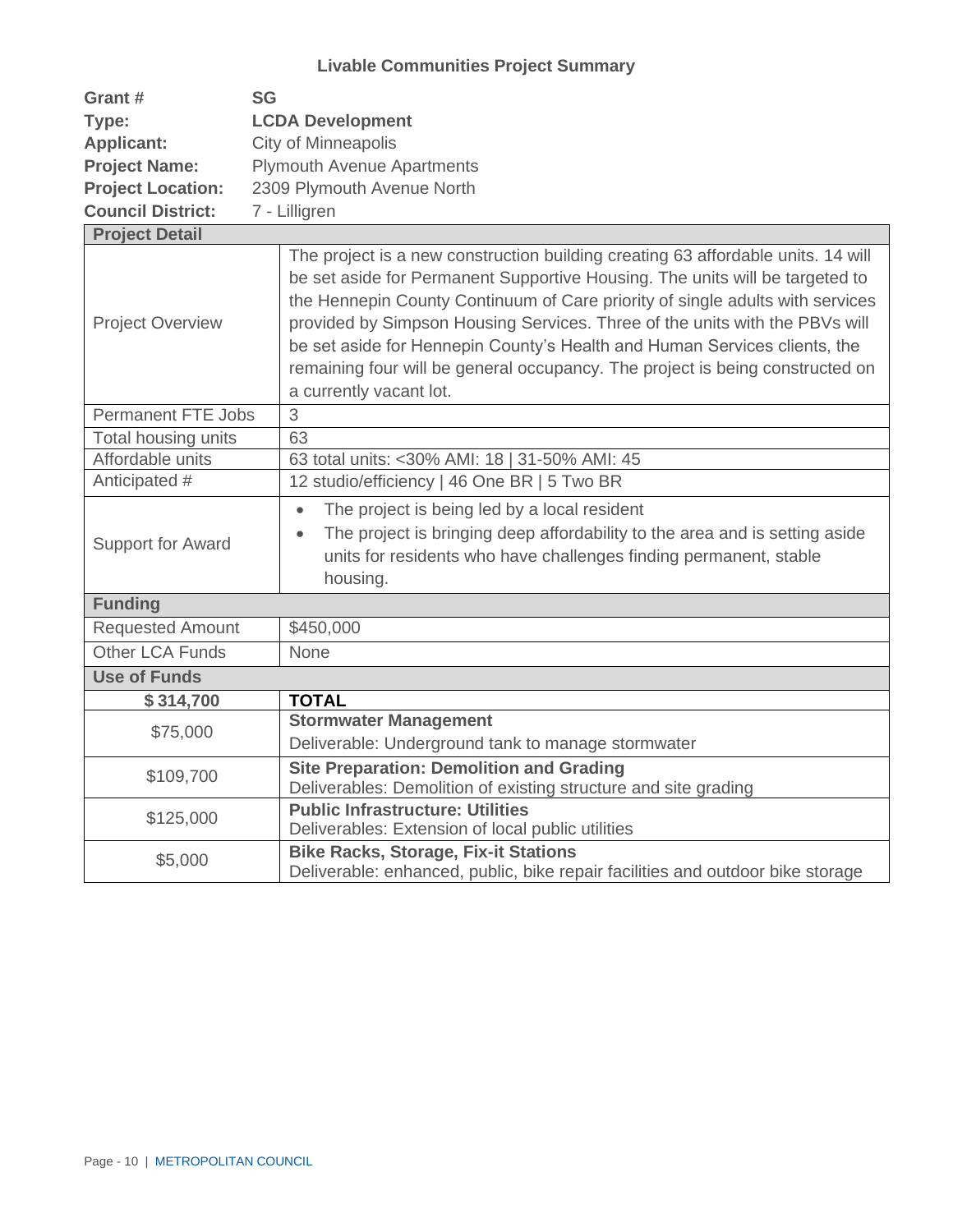# Livable Communities Project Summary

**Grant #** **SG**
**Type:** **LCDA Development**
**Applicant:** City of Minneapolis
**Project Name:** Plymouth Avenue Apartments
**Project Location:** 2309 Plymouth Avenue North
**Council District:** 7 - Lilligren

| **Project Detail** | |
|---|---|
| Project Overview | The project is a new construction building creating 63 affordable units. 14 will be set aside for Permanent Supportive Housing. The units will be targeted to the Hennepin County Continuum of Care priority of single adults with services provided by Simpson Housing Services. Three of the units with the PBVs will be set aside for Hennepin County's Health and Human Services clients, the remaining four will be general occupancy. The project is being constructed on a currently vacant lot. |
| Permanent FTE Jobs | 3 |
| Total housing units | 63 |
| Affordable units | 63 total units: <30% AMI: 18 \| 31-50% AMI: 45 |
| Anticipated # | 12 studio/efficiency \| 46 One BR \| 5 Two BR |
| Support for Award | • The project is being led by a local resident<br>• The project is bringing deep affordability to the area and is setting aside units for residents who have challenges finding permanent, stable housing. |
| **Funding** | |
| Requested Amount | $450,000 |
| Other LCA Funds | None |
| **Use of Funds** | |
| **$ 314,700** | **TOTAL** |
| $75,000 | **Stormwater Management**<br>Deliverable: Underground tank to manage stormwater |
| $109,700 | **Site Preparation: Demolition and Grading**<br>Deliverables: Demolition of existing structure and site grading |
| $125,000 | **Public Infrastructure: Utilities**<br>Deliverables: Extension of local public utilities |
| $5,000 | **Bike Racks, Storage, Fix-it Stations**<br>Deliverable: enhanced, public, bike repair facilities and outdoor bike storage |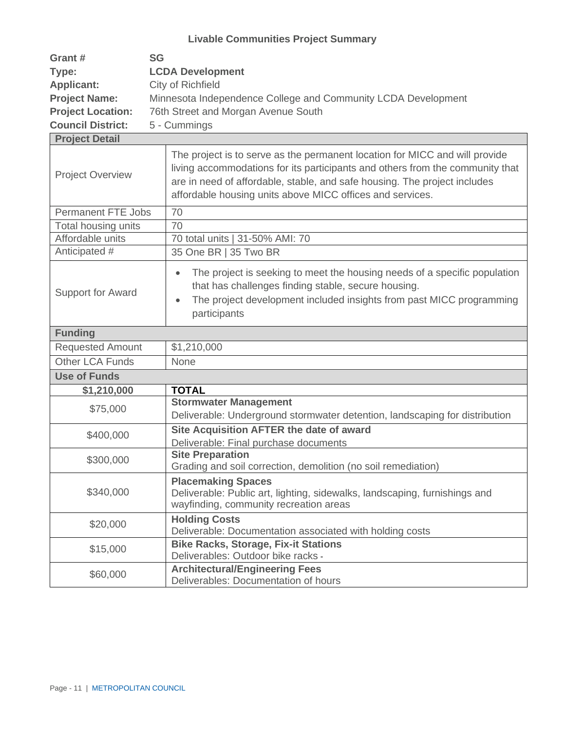### Livable Communities Project Summary

**Grant #** **SG**
**Type:** **LCDA Development**
**Applicant:** City of Richfield
**Project Name:** Minnesota Independence College and Community LCDA Development
**Project Location:** 76th Street and Morgan Avenue South
**Council District:** 5 - Cummings

| **Project Detail** | |
|---|---|
| Project Overview | The project is to serve as the permanent location for MICC and will provide living accommodations for its participants and others from the community that are in need of affordable, stable, and safe housing. The project includes affordable housing units above MICC offices and services. |
| Permanent FTE Jobs | 70 |
| Total housing units | 70 |
| Affordable units | 70 total units \| 31-50% AMI: 70 |
| Anticipated # | 35 One BR \| 35 Two BR |
| Support for Award | • The project is seeking to meet the housing needs of a specific population that has challenges finding stable, secure housing.<br>• The project development included insights from past MICC programming participants |
| **Funding** | |
| Requested Amount | $1,210,000 |
| Other LCA Funds | None |
| **Use of Funds** | |
| **$1,210,000** | **TOTAL** |
| $75,000 | **Stormwater Management**<br>Deliverable: Underground stormwater detention, landscaping for distribution |
| $400,000 | **Site Acquisition AFTER the date of award**<br>Deliverable: Final purchase documents |
| $300,000 | **Site Preparation**<br>Grading and soil correction, demolition (no soil remediation) |
| $340,000 | **Placemaking Spaces**<br>Deliverable: Public art, lighting, sidewalks, landscaping, furnishings and wayfinding, community recreation areas |
| $20,000 | **Holding Costs**<br>Deliverable: Documentation associated with holding costs |
| $15,000 | **Bike Racks, Storage, Fix-it Stations**<br>Deliverables: Outdoor bike racks - |
| $60,000 | **Architectural/Engineering Fees**<br>Deliverables: Documentation of hours |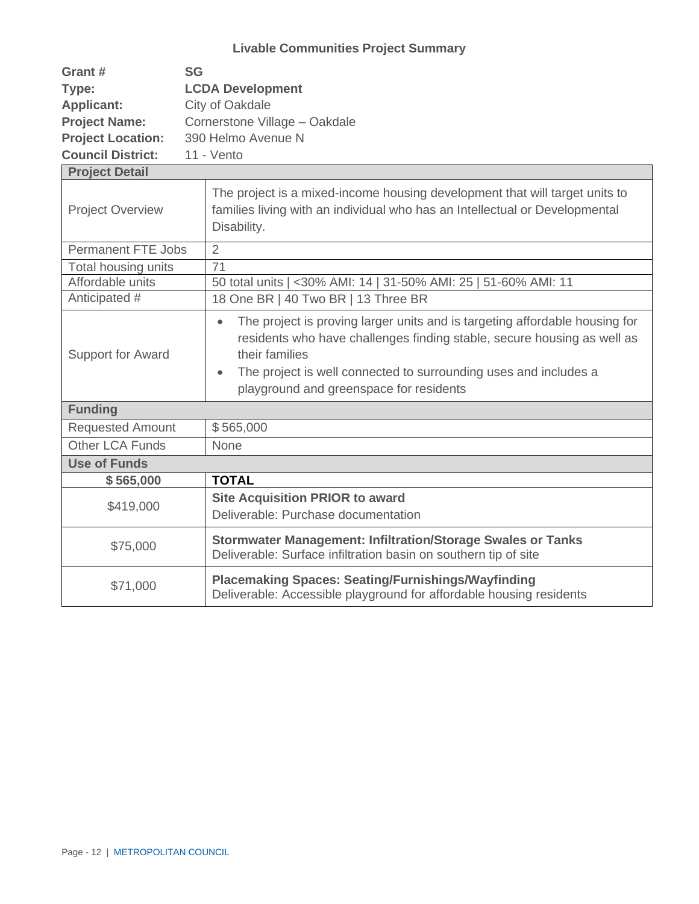### Livable Communities Project Summary

**Grant #** **SG**
**Type:** **LCDA Development**
**Applicant:** City of Oakdale
**Project Name:** Cornerstone Village – Oakdale
**Project Location:** 390 Helmo Avenue N
**Council District:** 11 - Vento

| **Project Detail** | |
|---|---|
| Project Overview | The project is a mixed-income housing development that will target units to families living with an individual who has an Intellectual or Developmental Disability. |
| Permanent FTE Jobs | 2 |
| Total housing units | 71 |
| Affordable units | 50 total units \| <30% AMI: 14 \| 31-50% AMI: 25 \| 51-60% AMI: 11 |
| Anticipated # | 18 One BR \| 40 Two BR \| 13 Three BR |
| Support for Award | • The project is proving larger units and is targeting affordable housing for residents who have challenges finding stable, secure housing as well as their families<br>• The project is well connected to surrounding uses and includes a playground and greenspace for residents |
| **Funding** | |
| Requested Amount | $ 565,000 |
| Other LCA Funds | None |
| **Use of Funds** | |
| **$ 565,000** | **TOTAL** |
| $419,000 | **Site Acquisition PRIOR to award**<br>Deliverable: Purchase documentation |
| $75,000 | **Stormwater Management: Infiltration/Storage Swales or Tanks**<br>Deliverable: Surface infiltration basin on southern tip of site |
| $71,000 | **Placemaking Spaces: Seating/Furnishings/Wayfinding**<br>Deliverable: Accessible playground for affordable housing residents |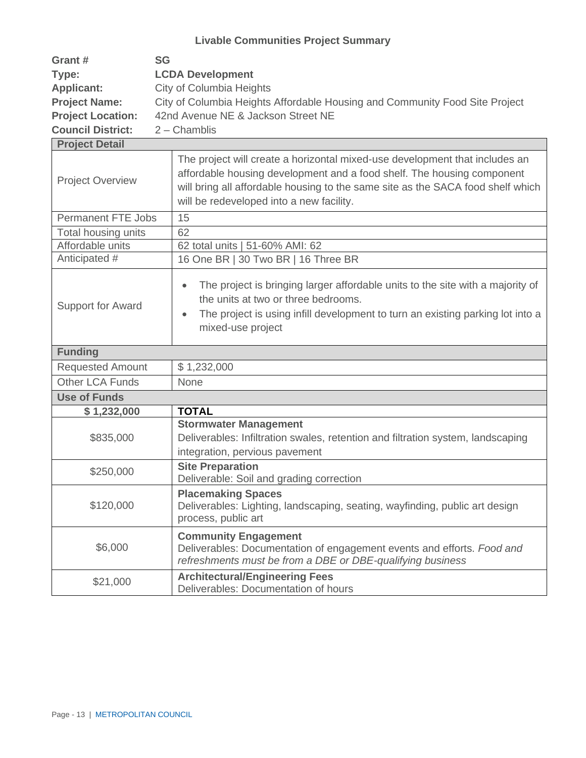### Livable Communities Project Summary

**Grant #** **SG**
**Type:** **LCDA Development**
**Applicant:** City of Columbia Heights
**Project Name:** City of Columbia Heights Affordable Housing and Community Food Site Project
**Project Location:** 42nd Avenue NE & Jackson Street NE
**Council District:** 2 – Chamblis

| **Project Detail** | |
|---|---|
| Project Overview | The project will create a horizontal mixed-use development that includes an affordable housing development and a food shelf. The housing component will bring all affordable housing to the same site as the SACA food shelf which will be redeveloped into a new facility. |
| Permanent FTE Jobs | 15 |
| Total housing units | 62 |
| Affordable units | 62 total units \| 51-60% AMI: 62 |
| Anticipated # | 16 One BR \| 30 Two BR \| 16 Three BR |
| Support for Award | • The project is bringing larger affordable units to the site with a majority of the units at two or three bedrooms.<br>• The project is using infill development to turn an existing parking lot into a mixed-use project |
| **Funding** | |
| Requested Amount | $ 1,232,000 |
| Other LCA Funds | None |
| **Use of Funds** | |
| **$ 1,232,000** | **TOTAL** |
| $835,000 | **Stormwater Management**<br>Deliverables: Infiltration swales, retention and filtration system, landscaping integration, pervious pavement |
| $250,000 | **Site Preparation**<br>Deliverable: Soil and grading correction |
| $120,000 | **Placemaking Spaces**<br>Deliverables: Lighting, landscaping, seating, wayfinding, public art design process, public art |
| $6,000 | **Community Engagement**<br>Deliverables: Documentation of engagement events and efforts. *Food and refreshments must be from a DBE or DBE-qualifying business* |
| $21,000 | **Architectural/Engineering Fees**<br>Deliverables: Documentation of hours |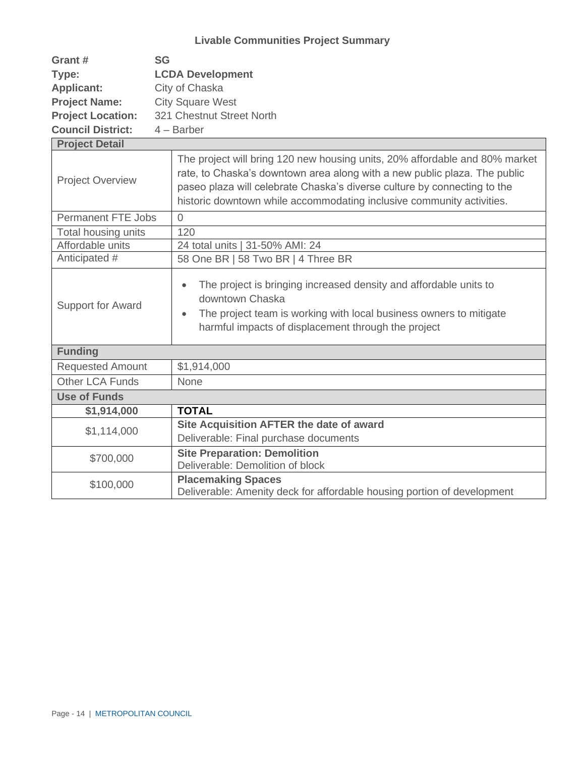# Livable Communities Project Summary

**Grant #** **SG**
**Type:** **LCDA Development**
**Applicant:** City of Chaska
**Project Name:** City Square West
**Project Location:** 321 Chestnut Street North
**Council District:** 4 – Barber

| **Project Detail** | |
|---|---|
| Project Overview | The project will bring 120 new housing units, 20% affordable and 80% market rate, to Chaska's downtown area along with a new public plaza. The public paseo plaza will celebrate Chaska's diverse culture by connecting to the historic downtown while accommodating inclusive community activities. |
| Permanent FTE Jobs | 0 |
| Total housing units | 120 |
| Affordable units | 24 total units \| 31-50% AMI: 24 |
| Anticipated # | 58 One BR \| 58 Two BR \| 4 Three BR |
| Support for Award | • The project is bringing increased density and affordable units to downtown Chaska<br>• The project team is working with local business owners to mitigate harmful impacts of displacement through the project |
| **Funding** | |
| Requested Amount | $1,914,000 |
| Other LCA Funds | None |
| **Use of Funds** | |
| **$1,914,000** | **TOTAL** |
| $1,114,000 | **Site Acquisition AFTER the date of award**<br>Deliverable: Final purchase documents |
| $700,000 | **Site Preparation: Demolition**<br>Deliverable: Demolition of block |
| $100,000 | **Placemaking Spaces**<br>Deliverable: Amenity deck for affordable housing portion of development |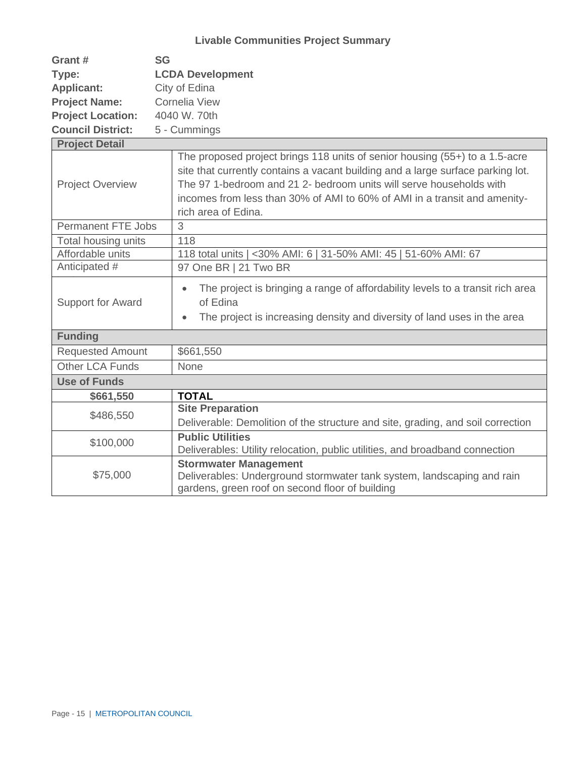### Livable Communities Project Summary

| | |
|---|---|
| **Grant #** | **SG** |
| **Type:** | **LCDA Development** |
| **Applicant:** | City of Edina |
| **Project Name:** | Cornelia View |
| **Project Location:** | 4040 W. 70th |
| **Council District:** | 5 - Cummings |

| **Project Detail** | |
|---|---|
| Project Overview | The proposed project brings 118 units of senior housing (55+) to a 1.5-acre site that currently contains a vacant building and a large surface parking lot. The 97 1-bedroom and 21 2- bedroom units will serve households with incomes from less than 30% of AMI to 60% of AMI in a transit and amenity-rich area of Edina. |
| Permanent FTE Jobs | 3 |
| Total housing units | 118 |
| Affordable units | 118 total units \| <30% AMI: 6 \| 31-50% AMI: 45 \| 51-60% AMI: 67 |
| Anticipated # | 97 One BR \| 21 Two BR |
| Support for Award | • The project is bringing a range of affordability levels to a transit rich area of Edina<br>• The project is increasing density and diversity of land uses in the area |
| **Funding** | |
| Requested Amount | $661,550 |
| Other LCA Funds | None |
| **Use of Funds** | |
| **$661,550** | **TOTAL** |
| $486,550 | **Site Preparation**<br>Deliverable: Demolition of the structure and site, grading, and soil correction |
| $100,000 | **Public Utilities**<br>Deliverables: Utility relocation, public utilities, and broadband connection |
| $75,000 | **Stormwater Management**<br>Deliverables: Underground stormwater tank system, landscaping and rain gardens, green roof on second floor of building |